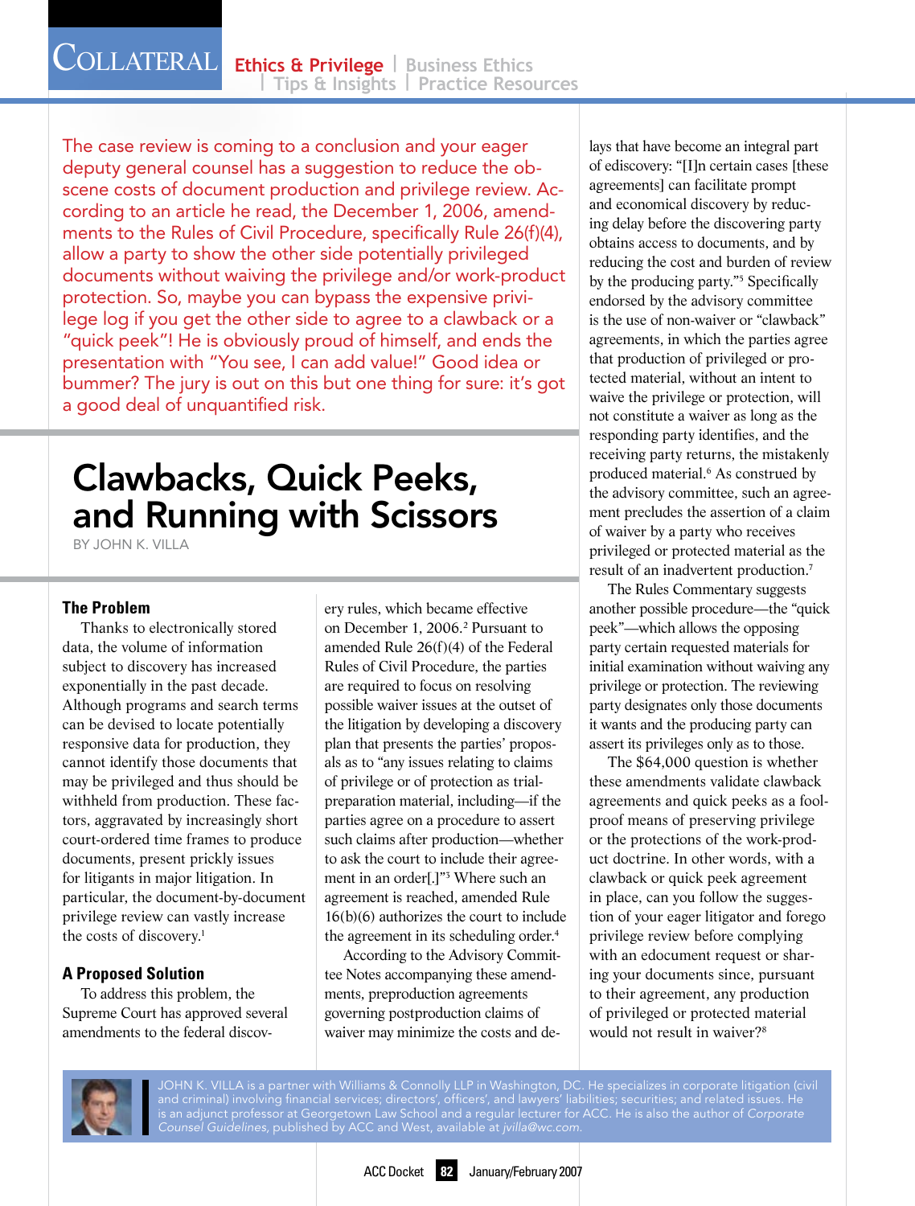The case review is coming to a conclusion and your eager deputy general counsel has a suggestion to reduce the obscene costs of document production and privilege review. According to an article he read, the December 1, 2006, amendments to the Rules of Civil Procedure, specifically Rule 26(f)(4), allow a party to show the other side potentially privileged documents without waiving the privilege and/or work-product protection. So, maybe you can bypass the expensive privilege log if you get the other side to agree to a clawback or a "quick peek"! He is obviously proud of himself, and ends the presentation with "You see, I can add value!" Good idea or bummer? The jury is out on this but one thing for sure: it's got a good deal of unquantified risk.

# Clawbacks, Quick Peeks, and Running with Scissors

BY JOHN K. VILLA

## The Problem

Thanks to electronically stored data, the volume of information subject to discovery has increased exponentially in the past decade. Although programs and search terms can be devised to locate potentially responsive data for production, they cannot identify those documents that may be privileged and thus should be withheld from production. These factors, aggravated by increasingly short court-ordered time frames to produce documents, present prickly issues for litigants in major litigation. In particular, the document-by-document privilege review can vastly increase the costs of discovery.[1]

## A Proposed Solution

To address this problem, the Supreme Court has approved several amendments to the federal discovery rules, which became effective on December 1, 2006.[2] Pursuant to amended Rule 26(f)(4) of the Federal Rules of Civil Procedure, the parties are required to focus on resolving possible waiver issues at the outset of the litigation by developing a discovery plan that presents the parties' proposals as to "any issues relating to claims of privilege or of protection as trial-preparation material, including—if the parties agree on a procedure to assert such claims after production—whether to ask the court to include their agreement in an order[.]"[3] Where such an agreement is reached, amended Rule 16(b)(6) authorizes the court to include the agreement in its scheduling order.[4]

According to the Advisory Committee Notes accompanying these amendments, preproduction agreements governing postproduction claims of waiver may minimize the costs and delays that have become an integral part of ediscovery: "[I]n certain cases [these agreements] can facilitate prompt and economical discovery by reducing delay before the discovering party obtains access to documents, and by reducing the cost and burden of review by the producing party."[5] Specifically endorsed by the advisory committee is the use of non-waiver or "clawback" agreements, in which the parties agree that production of privileged or protected material, without an intent to waive the privilege or protection, will not constitute a waiver as long as the responding party identifies, and the receiving party returns, the mistakenly produced material.[6] As construed by the advisory committee, such an agreement precludes the assertion of a claim of waiver by a party who receives privileged or protected material as the result of an inadvertent production.[7]

The Rules Commentary suggests another possible procedure—the "quick peek"—which allows the opposing party certain requested materials for initial examination without waiving any privilege or protection. The reviewing party designates only those documents it wants and the producing party can assert its privileges only as to those.

The $64,000 question is whether these amendments validate clawback agreements and quick peeks as a foolproof means of preserving privilege or the protections of the work-product doctrine. In other words, with a clawback or quick peek agreement in place, can you follow the suggestion of your eager litigator and forego privilege review before complying with an edocument request or sharing your documents since, pursuant to their agreement, any production of privileged or protected material would not result in waiver?[8]

JOHN K. VILLA is a partner with Williams & Connolly LLP in Washington, DC. He specializes in corporate litigation (civil and criminal) involving financial services; directors', officers', and lawyers' liabilities; securities; and related issues. He is an adjunct professor at Georgetown Law School and a regular lecturer for ACC. He is also the author of *Corporate Counsel Guidelines*, published by ACC and West, available at *jvilla@wc.com*.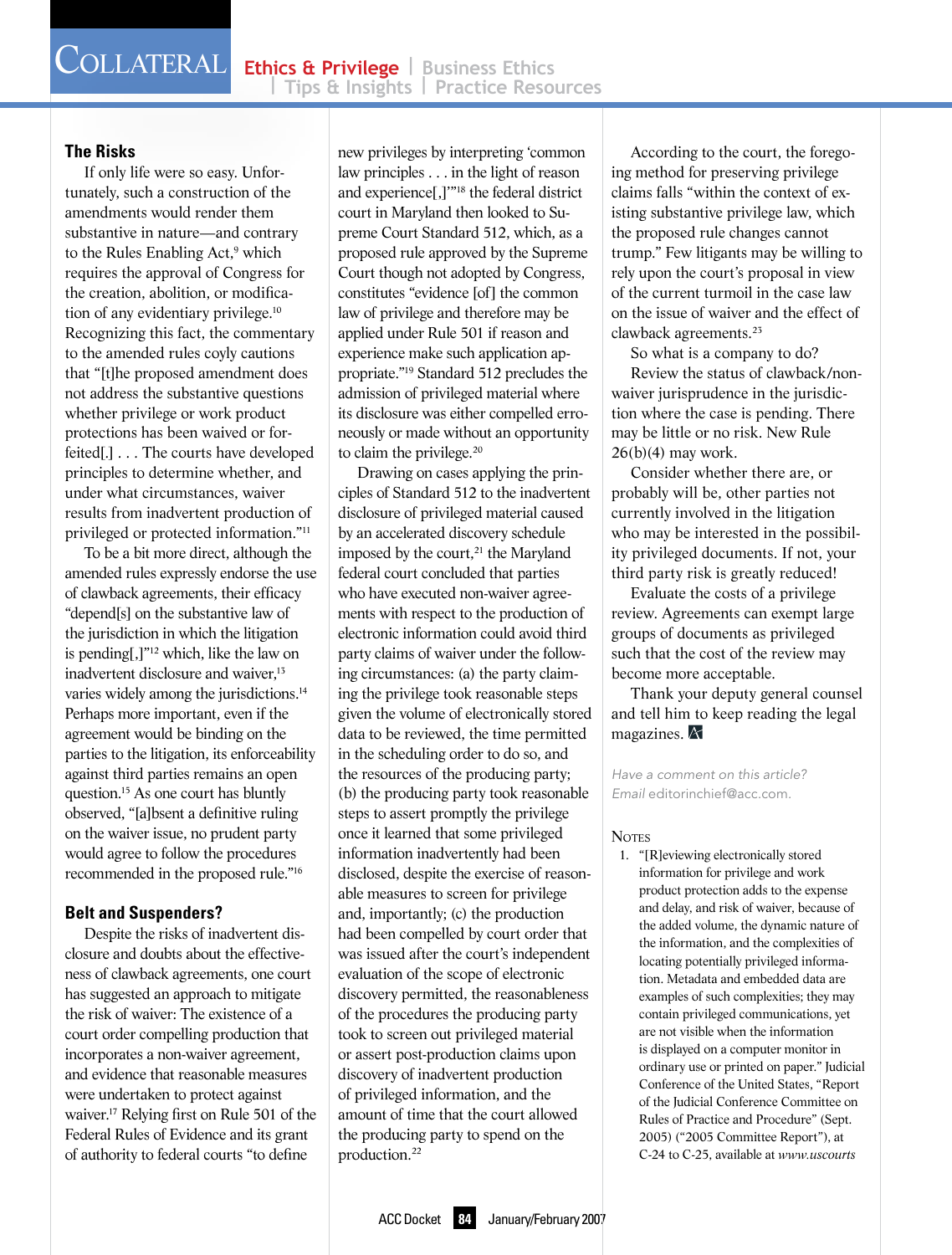## The Risks

If only life were so easy. Unfortunately, such a construction of the amendments would render them substantive in nature—and contrary to the Rules Enabling Act,[9] which requires the approval of Congress for the creation, abolition, or modification of any evidentiary privilege.[10] Recognizing this fact, the commentary to the amended rules coyly cautions that "[t]he proposed amendment does not address the substantive questions whether privilege or work product protections has been waived or forfeited[.] . . . The courts have developed principles to determine whether, and under what circumstances, waiver results from inadvertent production of privileged or protected information."[11]

To be a bit more direct, although the amended rules expressly endorse the use of clawback agreements, their efficacy "depend[s] on the substantive law of the jurisdiction in which the litigation is pending[,]"[12] which, like the law on inadvertent disclosure and waiver,[13] varies widely among the jurisdictions.[14] Perhaps more important, even if the agreement would be binding on the parties to the litigation, its enforceability against third parties remains an open question.[15] As one court has bluntly observed, "[a]bsent a definitive ruling on the waiver issue, no prudent party would agree to follow the procedures recommended in the proposed rule."[16]

## Belt and Suspenders?

Despite the risks of inadvertent disclosure and doubts about the effectiveness of clawback agreements, one court has suggested an approach to mitigate the risk of waiver: The existence of a court order compelling production that incorporates a non-waiver agreement, and evidence that reasonable measures were undertaken to protect against waiver.[17] Relying first on Rule 501 of the Federal Rules of Evidence and its grant of authority to federal courts "to define new privileges by interpreting 'common law principles . . . in the light of reason and experience[,]'"[18] the federal district court in Maryland then looked to Supreme Court Standard 512, which, as a proposed rule approved by the Supreme Court though not adopted by Congress, constitutes "evidence [of] the common law of privilege and therefore may be applied under Rule 501 if reason and experience make such application appropriate."[19] Standard 512 precludes the admission of privileged material where its disclosure was either compelled erroneously or made without an opportunity to claim the privilege.[20]

Drawing on cases applying the principles of Standard 512 to the inadvertent disclosure of privileged material caused by an accelerated discovery schedule imposed by the court,[21] the Maryland federal court concluded that parties who have executed non-waiver agreements with respect to the production of electronic information could avoid third party claims of waiver under the following circumstances: (a) the party claiming the privilege took reasonable steps given the volume of electronically stored data to be reviewed, the time permitted in the scheduling order to do so, and the resources of the producing party; (b) the producing party took reasonable steps to assert promptly the privilege once it learned that some privileged information inadvertently had been disclosed, despite the exercise of reasonable measures to screen for privilege and, importantly; (c) the production had been compelled by court order that was issued after the court's independent evaluation of the scope of electronic discovery permitted, the reasonableness of the procedures the producing party took to screen out privileged material or assert post-production claims upon discovery of inadvertent production of privileged information, and the amount of time that the court allowed the producing party to spend on the production.[22]

According to the court, the foregoing method for preserving privilege claims falls "within the context of existing substantive privilege law, which the proposed rule changes cannot trump." Few litigants may be willing to rely upon the court's proposal in view of the current turmoil in the case law on the issue of waiver and the effect of clawback agreements.[23]

So what is a company to do?

Review the status of clawback/non-waiver jurisprudence in the jurisdiction where the case is pending. There may be little or no risk. New Rule 26(b)(4) may work.

Consider whether there are, or probably will be, other parties not currently involved in the litigation who may be interested in the possibility privileged documents. If not, your third party risk is greatly reduced!

Evaluate the costs of a privilege review. Agreements can exempt large groups of documents as privileged such that the cost of the review may become more acceptable.

Thank your deputy general counsel and tell him to keep reading the legal magazines.

*Have a comment on this article? Email editorinchief@acc.com.*

## Notes

1. "[R]eviewing electronically stored information for privilege and work product protection adds to the expense and delay, and risk of waiver, because of the added volume, the dynamic nature of the information, and the complexities of locating potentially privileged information. Metadata and embedded data are examples of such complexities; they may contain privileged communications, yet are not visible when the information is displayed on a computer monitor in ordinary use or printed on paper." Judicial Conference of the United States, "Report of the Judicial Conference Committee on Rules of Practice and Procedure" (Sept. 2005) ("2005 Committee Report"), at C-24 to C-25, available at *www.uscourts*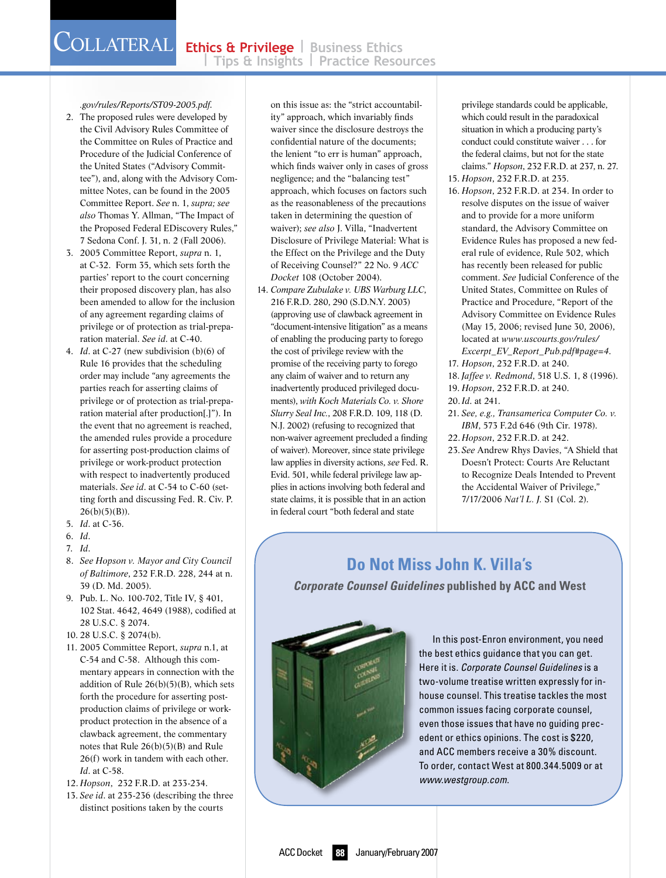.gov/rules/Reports/ST09-2005.pdf.

2. The proposed rules were developed by the Civil Advisory Rules Committee of the Committee on Rules of Practice and Procedure of the Judicial Conference of the United States ("Advisory Committee"), and, along with the Advisory Committee Notes, can be found in the 2005 Committee Report. *See* n. 1, *supra; see also* Thomas Y. Allman, "The Impact of the Proposed Federal EDiscovery Rules," 7 Sedona Conf. J. 31, n. 2 (Fall 2006).
3. 2005 Committee Report, *supra* n. 1, at C-32. Form 35, which sets forth the parties' report to the court concerning their proposed discovery plan, has also been amended to allow for the inclusion of any agreement regarding claims of privilege or of protection as trial-preparation material. *See id.* at C-40.
4. *Id.* at C-27 (new subdivision (b)(6) of Rule 16 provides that the scheduling order may include "any agreements the parties reach for asserting claims of privilege or of protection as trial-preparation material after production[.]"). In the event that no agreement is reached, the amended rules provide a procedure for asserting post-production claims of privilege or work-product protection with respect to inadvertently produced materials. *See id.* at C-54 to C-60 (setting forth and discussing Fed. R. Civ. P. 26(b)(5)(B)).
5. *Id.* at C-36.
6. *Id.*
7. *Id.*
8. *See Hopson v. Mayor and City Council of Baltimore*, 232 F.R.D. 228, 244 at n. 39 (D. Md. 2005).
9. Pub. L. No. 100-702, Title IV, § 401, 102 Stat. 4642, 4649 (1988), codified at 28 U.S.C. § 2074.
10. 28 U.S.C. § 2074(b).
11. 2005 Committee Report, *supra* n.1, at C-54 and C-58. Although this commentary appears in connection with the addition of Rule 26(b)(5)(B), which sets forth the procedure for asserting post-production claims of privilege or work-product protection in the absence of a clawback agreement, the commentary notes that Rule 26(b)(5)(B) and Rule 26(f) work in tandem with each other. *Id.* at C-58.
12. *Hopson*, 232 F.R.D. at 233-234.
13. *See id.* at 235-236 (describing the three distinct positions taken by the courts on this issue as: the "strict accountability" approach, which invariably finds waiver since the disclosure destroys the confidential nature of the documents; the lenient "to err is human" approach, which finds waiver only in cases of gross negligence; and the "balancing test" approach, which focuses on factors such as the reasonableness of the precautions taken in determining the question of waiver); *see also* J. Villa, "Inadvertent Disclosure of Privilege Material: What is the Effect on the Privilege and the Duty of Receiving Counsel?" 22 No. 9 *ACC Docket* 108 (October 2004).
14. *Compare Zubulake v. UBS Warburg LLC*, 216 F.R.D. 280, 290 (S.D.N.Y. 2003) (approving use of clawback agreement in "document-intensive litigation" as a means of enabling the producing party to forego the cost of privilege review with the promise of the receiving party to forego any claim of waiver and to return any inadvertently produced privileged documents), *with Koch Materials Co. v. Shore Slurry Seal Inc.*, 208 F.R.D. 109, 118 (D. N.J. 2002) (refusing to recognized that non-waiver agreement precluded a finding of waiver). Moreover, since state privilege law applies in diversity actions, *see* Fed. R. Evid. 501, while federal privilege law applies in actions involving both federal and state claims, it is possible that in an action in federal court "both federal and state privilege standards could be applicable, which could result in the paradoxical situation in which a producing party's conduct could constitute waiver . . . for the federal claims, but not for the state claims." *Hopson*, 232 F.R.D. at 237, n. 27.
15. *Hopson*, 232 F.R.D. at 235.
16. *Hopson*, 232 F.R.D. at 234. In order to resolve disputes on the issue of waiver and to provide for a more uniform standard, the Advisory Committee on Evidence Rules has proposed a new federal rule of evidence, Rule 502, which has recently been released for public comment. *See* Judicial Conference of the United States, Committee on Rules of Practice and Procedure, "Report of the Advisory Committee on Evidence Rules (May 15, 2006; revised June 30, 2006), located at *www.uscourts.gov/rules/Excerpt_EV_Report_Pub.pdf#page=4*.
17. *Hopson*, 232 F.R.D. at 240.
18. *Jaffee v. Redmond*, 518 U.S. 1, 8 (1996).
19. *Hopson*, 232 F.R.D. at 240.
20. *Id.* at 241.
21. *See, e.g., Transamerica Computer Co. v. IBM*, 573 F.2d 646 (9th Cir. 1978).
22. *Hopson*, 232 F.R.D. at 242.
23. *See* Andrew Rhys Davies, "A Shield that Doesn't Protect: Courts Are Reluctant to Recognize Deals Intended to Prevent the Accidental Waiver of Privilege," 7/17/2006 *Nat'l L. J.* S1 (Col. 2).

## Do Not Miss John K. Villa's

***Corporate Counsel Guidelines* published by ACC and West**

In this post-Enron environment, you need the best ethics guidance that you can get. Here it is. *Corporate Counsel Guidelines* is a two-volume treatise written expressly for in-house counsel. This treatise tackles the most common issues facing corporate counsel, even those issues that have no guiding precedent or ethics opinions. The cost is $220, and ACC members receive a 30% discount. To order, contact West at 800.344.5009 or at *www.westgroup.com*.